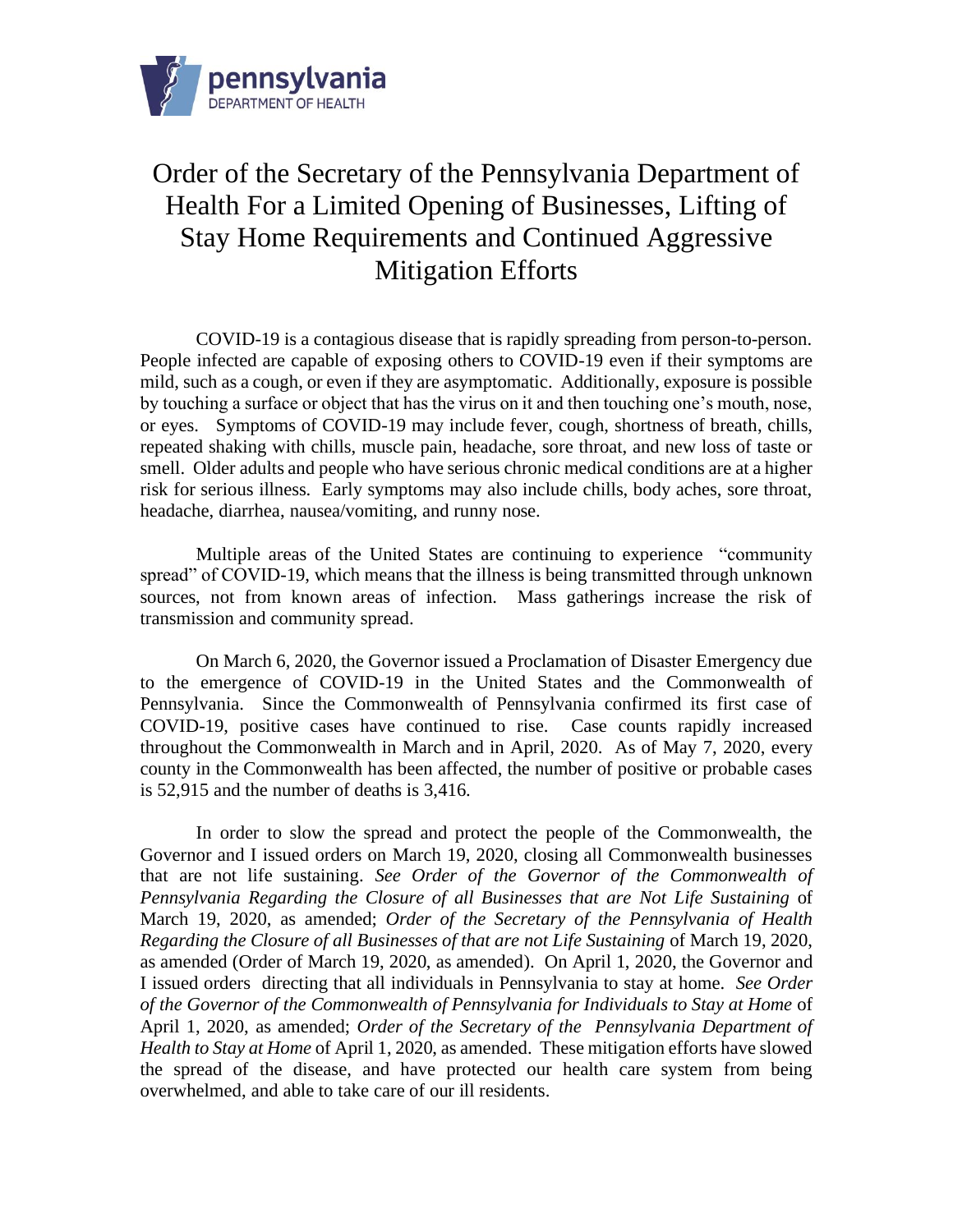# Order of the Secretary of the Pennsylvania Department of Health For a Limited Opening of Businesses, Lifting of Stay Home Requirements and Continued Aggressive Mitigation Efforts

COVID-19 is a contagious disease that is rapidly spreading from person-to-person. People infected are capable of exposing others to COVID-19 even if their symptoms are mild, such as a cough, or even if they are asymptomatic. Additionally, exposure is possible by touching a surface or object that has the virus on it and then touching one's mouth, nose, or eyes. Symptoms of COVID-19 may include fever, cough, shortness of breath, chills, repeated shaking with chills, muscle pain, headache, sore throat, and new loss of taste or smell. Older adults and people who have serious chronic medical conditions are at a higher risk for serious illness. Early symptoms may also include chills, body aches, sore throat, headache, diarrhea, nausea/vomiting, and runny nose.

Multiple areas of the United States are continuing to experience "community spread" of COVID-19, which means that the illness is being transmitted through unknown sources, not from known areas of infection. Mass gatherings increase the risk of transmission and community spread.

On March 6, 2020, the Governor issued a Proclamation of Disaster Emergency due to the emergence of COVID-19 in the United States and the Commonwealth of Pennsylvania. Since the Commonwealth of Pennsylvania confirmed its first case of COVID-19, positive cases have continued to rise. Case counts rapidly increased throughout the Commonwealth in March and in April, 2020. As of May 7, 2020, every county in the Commonwealth has been affected, the number of positive or probable cases is 52,915 and the number of deaths is 3,416.

In order to slow the spread and protect the people of the Commonwealth, the Governor and I issued orders on March 19, 2020, closing all Commonwealth businesses that are not life sustaining. *See Order of the Governor of the Commonwealth of Pennsylvania Regarding the Closure of all Businesses that are Not Life Sustaining* of March 19, 2020, as amended; *Order of the Secretary of the Pennsylvania of Health Regarding the Closure of all Businesses of that are not Life Sustaining* of March 19, 2020, as amended (Order of March 19, 2020, as amended). On April 1, 2020, the Governor and I issued orders directing that all individuals in Pennsylvania to stay at home. *See Order of the Governor of the Commonwealth of Pennsylvania for Individuals to Stay at Home* of April 1, 2020, as amended; *Order of the Secretary of the Pennsylvania Department of Health to Stay at Home* of April 1, 2020, as amended. These mitigation efforts have slowed the spread of the disease, and have protected our health care system from being overwhelmed, and able to take care of our ill residents.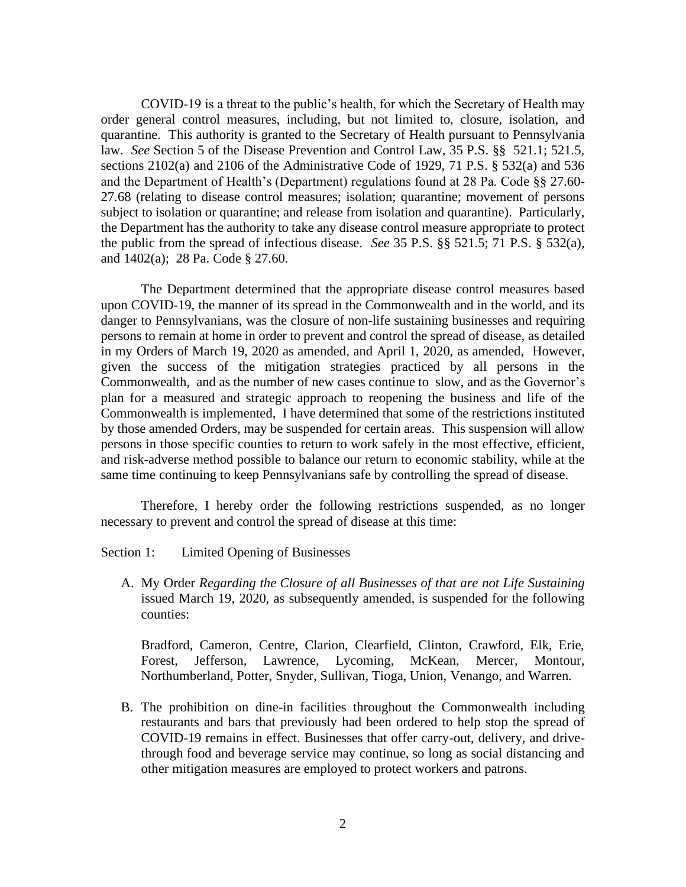COVID-19 is a threat to the public's health, for which the Secretary of Health may order general control measures, including, but not limited to, closure, isolation, and quarantine. This authority is granted to the Secretary of Health pursuant to Pennsylvania law. *See* Section 5 of the Disease Prevention and Control Law, 35 P.S. §§ 521.1; 521.5, sections 2102(a) and 2106 of the Administrative Code of 1929, 71 P.S. § 532(a) and 536 and the Department of Health's (Department) regulations found at 28 Pa. Code §§ 27.60-27.68 (relating to disease control measures; isolation; quarantine; movement of persons subject to isolation or quarantine; and release from isolation and quarantine). Particularly, the Department has the authority to take any disease control measure appropriate to protect the public from the spread of infectious disease. *See* 35 P.S. §§ 521.5; 71 P.S. § 532(a), and 1402(a); 28 Pa. Code § 27.60.

The Department determined that the appropriate disease control measures based upon COVID-19, the manner of its spread in the Commonwealth and in the world, and its danger to Pennsylvanians, was the closure of non-life sustaining businesses and requiring persons to remain at home in order to prevent and control the spread of disease, as detailed in my Orders of March 19, 2020 as amended, and April 1, 2020, as amended, However, given the success of the mitigation strategies practiced by all persons in the Commonwealth, and as the number of new cases continue to slow, and as the Governor's plan for a measured and strategic approach to reopening the business and life of the Commonwealth is implemented, I have determined that some of the restrictions instituted by those amended Orders, may be suspended for certain areas. This suspension will allow persons in those specific counties to return to work safely in the most effective, efficient, and risk-adverse method possible to balance our return to economic stability, while at the same time continuing to keep Pennsylvanians safe by controlling the spread of disease.

Therefore, I hereby order the following restrictions suspended, as no longer necessary to prevent and control the spread of disease at this time:

Section 1: Limited Opening of Businesses

A. My Order *Regarding the Closure of all Businesses of that are not Life Sustaining* issued March 19, 2020, as subsequently amended, is suspended for the following counties:

   Bradford, Cameron, Centre, Clarion, Clearfield, Clinton, Crawford, Elk, Erie, Forest, Jefferson, Lawrence, Lycoming, McKean, Mercer, Montour, Northumberland, Potter, Snyder, Sullivan, Tioga, Union, Venango, and Warren.

B. The prohibition on dine-in facilities throughout the Commonwealth including restaurants and bars that previously had been ordered to help stop the spread of COVID-19 remains in effect. Businesses that offer carry-out, delivery, and drive-through food and beverage service may continue, so long as social distancing and other mitigation measures are employed to protect workers and patrons.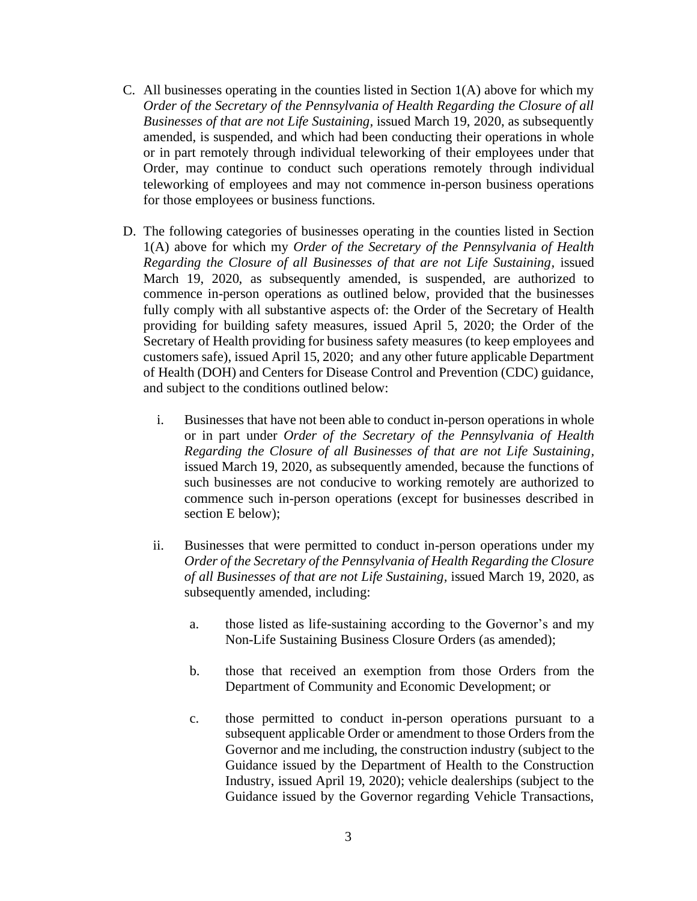C. All businesses operating in the counties listed in Section 1(A) above for which my *Order of the Secretary of the Pennsylvania of Health Regarding the Closure of all Businesses of that are not Life Sustaining*, issued March 19, 2020, as subsequently amended, is suspended, and which had been conducting their operations in whole or in part remotely through individual teleworking of their employees under that Order, may continue to conduct such operations remotely through individual teleworking of employees and may not commence in-person business operations for those employees or business functions.

D. The following categories of businesses operating in the counties listed in Section 1(A) above for which my *Order of the Secretary of the Pennsylvania of Health Regarding the Closure of all Businesses of that are not Life Sustaining*, issued March 19, 2020, as subsequently amended, is suspended, are authorized to commence in-person operations as outlined below, provided that the businesses fully comply with all substantive aspects of: the Order of the Secretary of Health providing for building safety measures, issued April 5, 2020; the Order of the Secretary of Health providing for business safety measures (to keep employees and customers safe), issued April 15, 2020; and any other future applicable Department of Health (DOH) and Centers for Disease Control and Prevention (CDC) guidance, and subject to the conditions outlined below:

   i. Businesses that have not been able to conduct in-person operations in whole or in part under *Order of the Secretary of the Pennsylvania of Health Regarding the Closure of all Businesses of that are not Life Sustaining*, issued March 19, 2020, as subsequently amended, because the functions of such businesses are not conducive to working remotely are authorized to commence such in-person operations (except for businesses described in section E below);

   ii. Businesses that were permitted to conduct in-person operations under my *Order of the Secretary of the Pennsylvania of Health Regarding the Closure of all Businesses of that are not Life Sustaining*, issued March 19, 2020, as subsequently amended, including:

      a. those listed as life-sustaining according to the Governor's and my Non-Life Sustaining Business Closure Orders (as amended);

      b. those that received an exemption from those Orders from the Department of Community and Economic Development; or

      c. those permitted to conduct in-person operations pursuant to a subsequent applicable Order or amendment to those Orders from the Governor and me including, the construction industry (subject to the Guidance issued by the Department of Health to the Construction Industry, issued April 19, 2020); vehicle dealerships (subject to the Guidance issued by the Governor regarding Vehicle Transactions,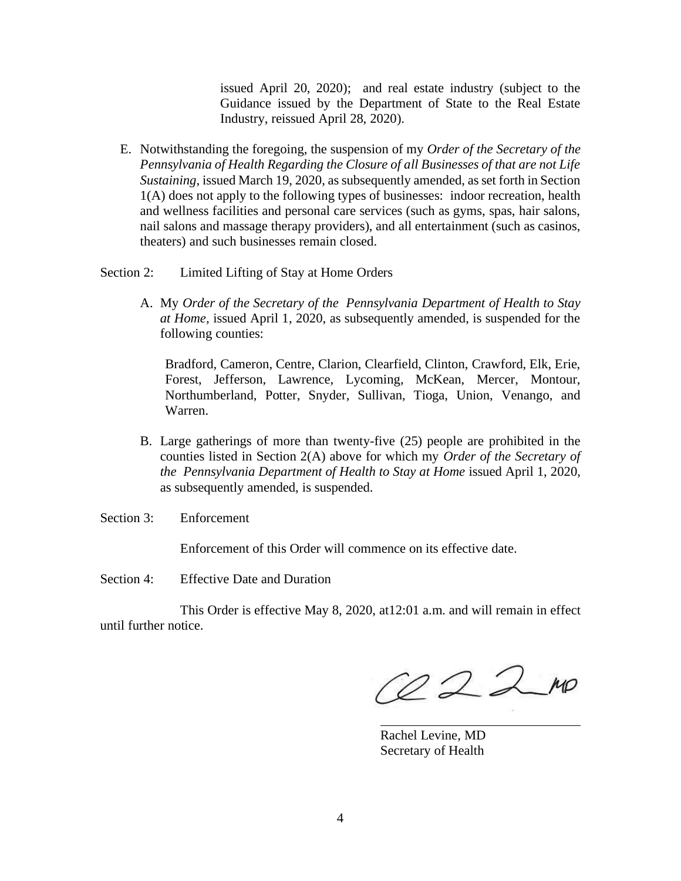issued April 20, 2020); and real estate industry (subject to the Guidance issued by the Department of State to the Real Estate Industry, reissued April 28, 2020).

E. Notwithstanding the foregoing, the suspension of my *Order of the Secretary of the Pennsylvania of Health Regarding the Closure of all Businesses of that are not Life Sustaining*, issued March 19, 2020, as subsequently amended, as set forth in Section 1(A) does not apply to the following types of businesses: indoor recreation, health and wellness facilities and personal care services (such as gyms, spas, hair salons, nail salons and massage therapy providers), and all entertainment (such as casinos, theaters) and such businesses remain closed.

Section 2: Limited Lifting of Stay at Home Orders

A. My *Order of the Secretary of the Pennsylvania Department of Health to Stay at Home*, issued April 1, 2020, as subsequently amended, is suspended for the following counties:

Bradford, Cameron, Centre, Clarion, Clearfield, Clinton, Crawford, Elk, Erie, Forest, Jefferson, Lawrence, Lycoming, McKean, Mercer, Montour, Northumberland, Potter, Snyder, Sullivan, Tioga, Union, Venango, and Warren.

B. Large gatherings of more than twenty-five (25) people are prohibited in the counties listed in Section 2(A) above for which my *Order of the Secretary of the Pennsylvania Department of Health to Stay at Home* issued April 1, 2020, as subsequently amended, is suspended.

Section 3: Enforcement

Enforcement of this Order will commence on its effective date.

Section 4: Effective Date and Duration

This Order is effective May 8, 2020, at12:01 a.m. and will remain in effect until further notice.

Rachel Levine, MD
Secretary of Health